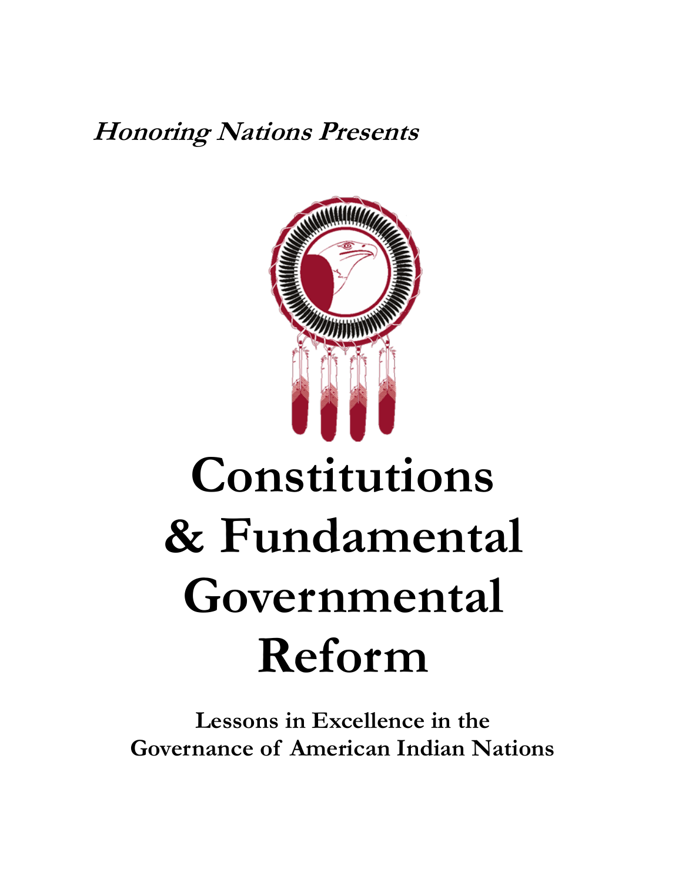***Honoring Nations Presents***

# Constitutions & Fundamental Governmental Reform

**Lessons in Excellence in the Governance of American Indian Nations**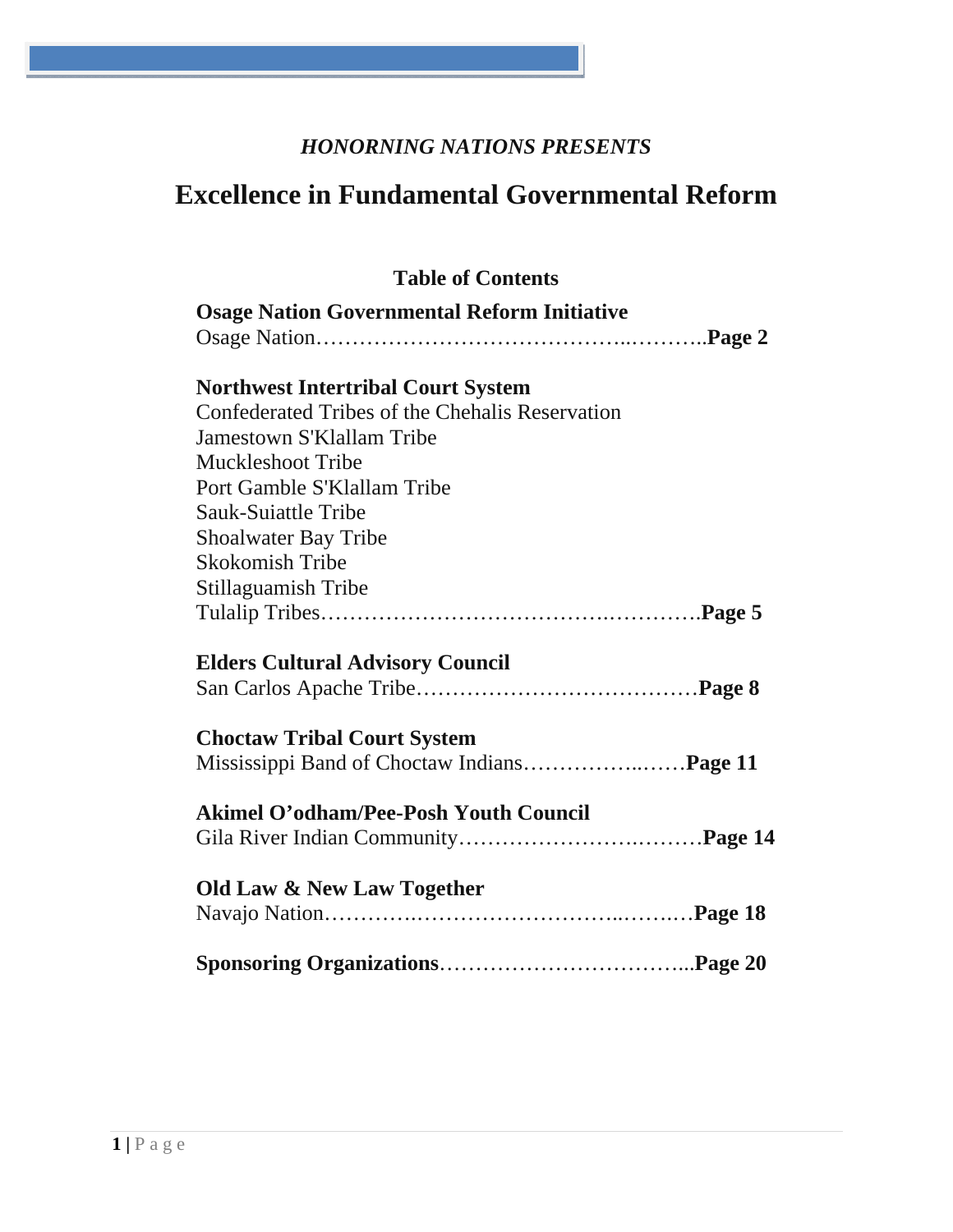*HONORNING NATIONS PRESENTS*

# Excellence in Fundamental Governmental Reform

**Table of Contents**

**Osage Nation Governmental Reform Initiative**
Osage Nation……………………………………..………..**Page 2**

**Northwest Intertribal Court System**
Confederated Tribes of the Chehalis Reservation
Jamestown S'Klallam Tribe
Muckleshoot Tribe
Port Gamble S'Klallam Tribe
Sauk-Suiattle Tribe
Shoalwater Bay Tribe
Skokomish Tribe
Stillaguamish Tribe
Tulalip Tribes……………………………….………….**Page 5**

**Elders Cultural Advisory Council**
San Carlos Apache Tribe…………………………………**Page 8**

**Choctaw Tribal Court System**
Mississippi Band of Choctaw Indians……………..……**Page 11**

**Akimel O'odham/Pee-Posh Youth Council**
Gila River Indian Community…………………….………**Page 14**

**Old Law & New Law Together**
Navajo Nation………….……………………...…….…**Page 18**

**Sponsoring Organizations**……………………………...**Page 20**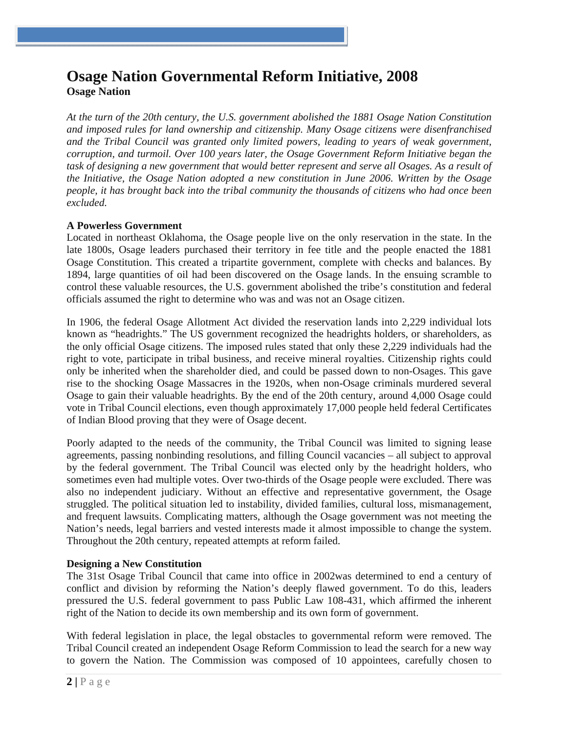# Osage Nation Governmental Reform Initiative, 2008

**Osage Nation**

*At the turn of the 20th century, the U.S. government abolished the 1881 Osage Nation Constitution and imposed rules for land ownership and citizenship. Many Osage citizens were disenfranchised and the Tribal Council was granted only limited powers, leading to years of weak government, corruption, and turmoil. Over 100 years later, the Osage Government Reform Initiative began the task of designing a new government that would better represent and serve all Osages. As a result of the Initiative, the Osage Nation adopted a new constitution in June 2006. Written by the Osage people, it has brought back into the tribal community the thousands of citizens who had once been excluded.*

### A Powerless Government

Located in northeast Oklahoma, the Osage people live on the only reservation in the state. In the late 1800s, Osage leaders purchased their territory in fee title and the people enacted the 1881 Osage Constitution. This created a tripartite government, complete with checks and balances. By 1894, large quantities of oil had been discovered on the Osage lands. In the ensuing scramble to control these valuable resources, the U.S. government abolished the tribe's constitution and federal officials assumed the right to determine who was and was not an Osage citizen.

In 1906, the federal Osage Allotment Act divided the reservation lands into 2,229 individual lots known as "headrights." The US government recognized the headrights holders, or shareholders, as the only official Osage citizens. The imposed rules stated that only these 2,229 individuals had the right to vote, participate in tribal business, and receive mineral royalties. Citizenship rights could only be inherited when the shareholder died, and could be passed down to non-Osages. This gave rise to the shocking Osage Massacres in the 1920s, when non-Osage criminals murdered several Osage to gain their valuable headrights. By the end of the 20th century, around 4,000 Osage could vote in Tribal Council elections, even though approximately 17,000 people held federal Certificates of Indian Blood proving that they were of Osage decent.

Poorly adapted to the needs of the community, the Tribal Council was limited to signing lease agreements, passing nonbinding resolutions, and filling Council vacancies – all subject to approval by the federal government. The Tribal Council was elected only by the headright holders, who sometimes even had multiple votes. Over two-thirds of the Osage people were excluded. There was also no independent judiciary. Without an effective and representative government, the Osage struggled. The political situation led to instability, divided families, cultural loss, mismanagement, and frequent lawsuits. Complicating matters, although the Osage government was not meeting the Nation's needs, legal barriers and vested interests made it almost impossible to change the system. Throughout the 20th century, repeated attempts at reform failed.

### Designing a New Constitution

The 31st Osage Tribal Council that came into office in 2002was determined to end a century of conflict and division by reforming the Nation's deeply flawed government. To do this, leaders pressured the U.S. federal government to pass Public Law 108-431, which affirmed the inherent right of the Nation to decide its own membership and its own form of government.

With federal legislation in place, the legal obstacles to governmental reform were removed. The Tribal Council created an independent Osage Reform Commission to lead the search for a new way to govern the Nation. The Commission was composed of 10 appointees, carefully chosen to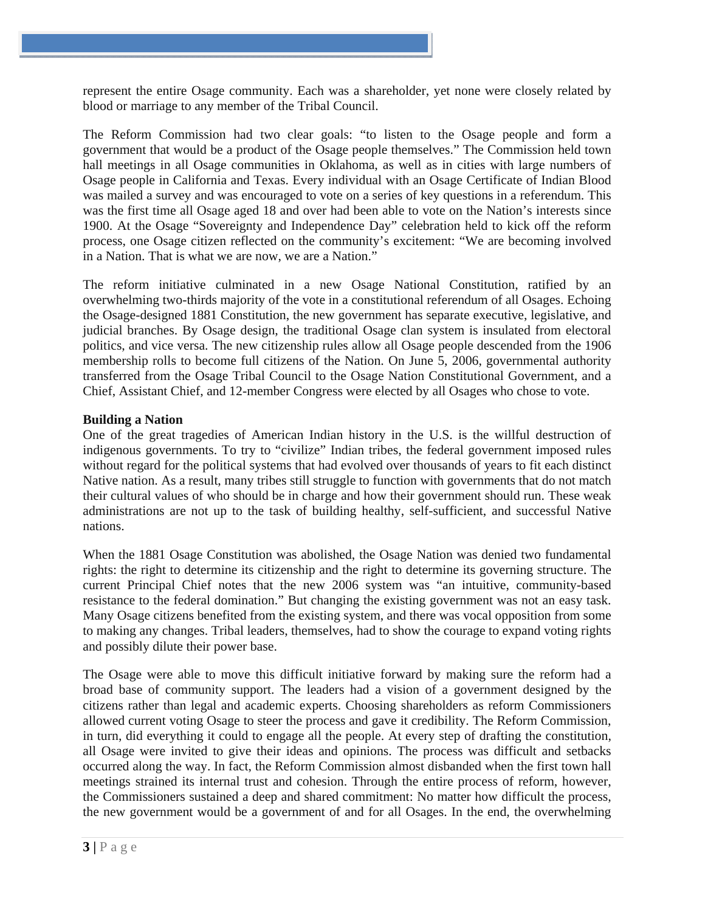represent the entire Osage community. Each was a shareholder, yet none were closely related by blood or marriage to any member of the Tribal Council.

The Reform Commission had two clear goals: "to listen to the Osage people and form a government that would be a product of the Osage people themselves." The Commission held town hall meetings in all Osage communities in Oklahoma, as well as in cities with large numbers of Osage people in California and Texas. Every individual with an Osage Certificate of Indian Blood was mailed a survey and was encouraged to vote on a series of key questions in a referendum. This was the first time all Osage aged 18 and over had been able to vote on the Nation's interests since 1900. At the Osage "Sovereignty and Independence Day" celebration held to kick off the reform process, one Osage citizen reflected on the community's excitement: "We are becoming involved in a Nation. That is what we are now, we are a Nation."

The reform initiative culminated in a new Osage National Constitution, ratified by an overwhelming two-thirds majority of the vote in a constitutional referendum of all Osages. Echoing the Osage-designed 1881 Constitution, the new government has separate executive, legislative, and judicial branches. By Osage design, the traditional Osage clan system is insulated from electoral politics, and vice versa. The new citizenship rules allow all Osage people descended from the 1906 membership rolls to become full citizens of the Nation. On June 5, 2006, governmental authority transferred from the Osage Tribal Council to the Osage Nation Constitutional Government, and a Chief, Assistant Chief, and 12-member Congress were elected by all Osages who chose to vote.

**Building a Nation**

One of the great tragedies of American Indian history in the U.S. is the willful destruction of indigenous governments. To try to "civilize" Indian tribes, the federal government imposed rules without regard for the political systems that had evolved over thousands of years to fit each distinct Native nation. As a result, many tribes still struggle to function with governments that do not match their cultural values of who should be in charge and how their government should run. These weak administrations are not up to the task of building healthy, self-sufficient, and successful Native nations.

When the 1881 Osage Constitution was abolished, the Osage Nation was denied two fundamental rights: the right to determine its citizenship and the right to determine its governing structure. The current Principal Chief notes that the new 2006 system was "an intuitive, community-based resistance to the federal domination." But changing the existing government was not an easy task. Many Osage citizens benefited from the existing system, and there was vocal opposition from some to making any changes. Tribal leaders, themselves, had to show the courage to expand voting rights and possibly dilute their power base.

The Osage were able to move this difficult initiative forward by making sure the reform had a broad base of community support. The leaders had a vision of a government designed by the citizens rather than legal and academic experts. Choosing shareholders as reform Commissioners allowed current voting Osage to steer the process and gave it credibility. The Reform Commission, in turn, did everything it could to engage all the people. At every step of drafting the constitution, all Osage were invited to give their ideas and opinions. The process was difficult and setbacks occurred along the way. In fact, the Reform Commission almost disbanded when the first town hall meetings strained its internal trust and cohesion. Through the entire process of reform, however, the Commissioners sustained a deep and shared commitment: No matter how difficult the process, the new government would be a government of and for all Osages. In the end, the overwhelming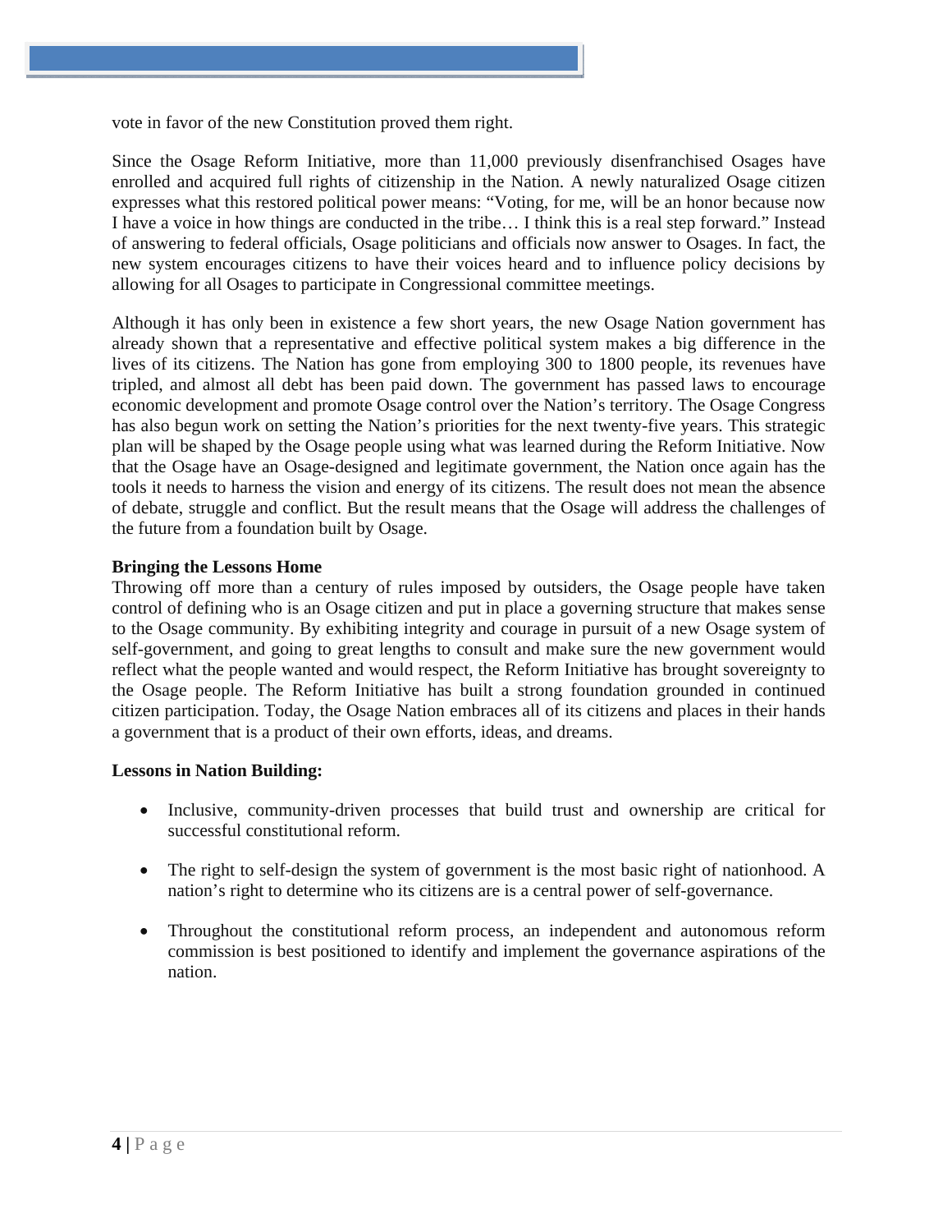vote in favor of the new Constitution proved them right.

Since the Osage Reform Initiative, more than 11,000 previously disenfranchised Osages have enrolled and acquired full rights of citizenship in the Nation. A newly naturalized Osage citizen expresses what this restored political power means: "Voting, for me, will be an honor because now I have a voice in how things are conducted in the tribe… I think this is a real step forward." Instead of answering to federal officials, Osage politicians and officials now answer to Osages. In fact, the new system encourages citizens to have their voices heard and to influence policy decisions by allowing for all Osages to participate in Congressional committee meetings.

Although it has only been in existence a few short years, the new Osage Nation government has already shown that a representative and effective political system makes a big difference in the lives of its citizens. The Nation has gone from employing 300 to 1800 people, its revenues have tripled, and almost all debt has been paid down. The government has passed laws to encourage economic development and promote Osage control over the Nation's territory. The Osage Congress has also begun work on setting the Nation's priorities for the next twenty-five years. This strategic plan will be shaped by the Osage people using what was learned during the Reform Initiative. Now that the Osage have an Osage-designed and legitimate government, the Nation once again has the tools it needs to harness the vision and energy of its citizens. The result does not mean the absence of debate, struggle and conflict. But the result means that the Osage will address the challenges of the future from a foundation built by Osage.

**Bringing the Lessons Home**

Throwing off more than a century of rules imposed by outsiders, the Osage people have taken control of defining who is an Osage citizen and put in place a governing structure that makes sense to the Osage community. By exhibiting integrity and courage in pursuit of a new Osage system of self-government, and going to great lengths to consult and make sure the new government would reflect what the people wanted and would respect, the Reform Initiative has brought sovereignty to the Osage people. The Reform Initiative has built a strong foundation grounded in continued citizen participation. Today, the Osage Nation embraces all of its citizens and places in their hands a government that is a product of their own efforts, ideas, and dreams.

**Lessons in Nation Building:**

- Inclusive, community-driven processes that build trust and ownership are critical for successful constitutional reform.
- The right to self-design the system of government is the most basic right of nationhood. A nation's right to determine who its citizens are is a central power of self-governance.
- Throughout the constitutional reform process, an independent and autonomous reform commission is best positioned to identify and implement the governance aspirations of the nation.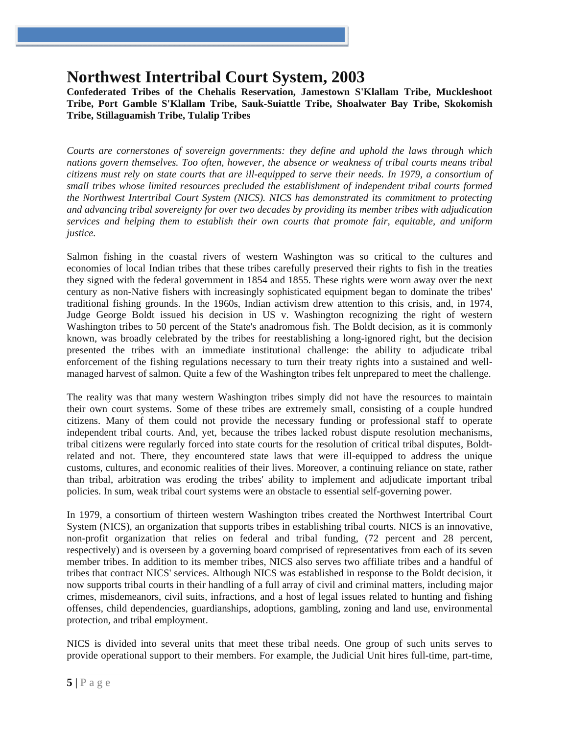# Northwest Intertribal Court System, 2003

**Confederated Tribes of the Chehalis Reservation, Jamestown S'Klallam Tribe, Muckleshoot Tribe, Port Gamble S'Klallam Tribe, Sauk-Suiattle Tribe, Shoalwater Bay Tribe, Skokomish Tribe, Stillaguamish Tribe, Tulalip Tribes**

*Courts are cornerstones of sovereign governments: they define and uphold the laws through which nations govern themselves. Too often, however, the absence or weakness of tribal courts means tribal citizens must rely on state courts that are ill-equipped to serve their needs. In 1979, a consortium of small tribes whose limited resources precluded the establishment of independent tribal courts formed the Northwest Intertribal Court System (NICS). NICS has demonstrated its commitment to protecting and advancing tribal sovereignty for over two decades by providing its member tribes with adjudication services and helping them to establish their own courts that promote fair, equitable, and uniform justice.*

Salmon fishing in the coastal rivers of western Washington was so critical to the cultures and economies of local Indian tribes that these tribes carefully preserved their rights to fish in the treaties they signed with the federal government in 1854 and 1855. These rights were worn away over the next century as non-Native fishers with increasingly sophisticated equipment began to dominate the tribes' traditional fishing grounds. In the 1960s, Indian activism drew attention to this crisis, and, in 1974, Judge George Boldt issued his decision in US v. Washington recognizing the right of western Washington tribes to 50 percent of the State's anadromous fish. The Boldt decision, as it is commonly known, was broadly celebrated by the tribes for reestablishing a long-ignored right, but the decision presented the tribes with an immediate institutional challenge: the ability to adjudicate tribal enforcement of the fishing regulations necessary to turn their treaty rights into a sustained and well-managed harvest of salmon. Quite a few of the Washington tribes felt unprepared to meet the challenge.

The reality was that many western Washington tribes simply did not have the resources to maintain their own court systems. Some of these tribes are extremely small, consisting of a couple hundred citizens. Many of them could not provide the necessary funding or professional staff to operate independent tribal courts. And, yet, because the tribes lacked robust dispute resolution mechanisms, tribal citizens were regularly forced into state courts for the resolution of critical tribal disputes, Boldt-related and not. There, they encountered state laws that were ill-equipped to address the unique customs, cultures, and economic realities of their lives. Moreover, a continuing reliance on state, rather than tribal, arbitration was eroding the tribes' ability to implement and adjudicate important tribal policies. In sum, weak tribal court systems were an obstacle to essential self-governing power.

In 1979, a consortium of thirteen western Washington tribes created the Northwest Intertribal Court System (NICS), an organization that supports tribes in establishing tribal courts. NICS is an innovative, non-profit organization that relies on federal and tribal funding, (72 percent and 28 percent, respectively) and is overseen by a governing board comprised of representatives from each of its seven member tribes. In addition to its member tribes, NICS also serves two affiliate tribes and a handful of tribes that contract NICS' services. Although NICS was established in response to the Boldt decision, it now supports tribal courts in their handling of a full array of civil and criminal matters, including major crimes, misdemeanors, civil suits, infractions, and a host of legal issues related to hunting and fishing offenses, child dependencies, guardianships, adoptions, gambling, zoning and land use, environmental protection, and tribal employment.

NICS is divided into several units that meet these tribal needs. One group of such units serves to provide operational support to their members. For example, the Judicial Unit hires full-time, part-time,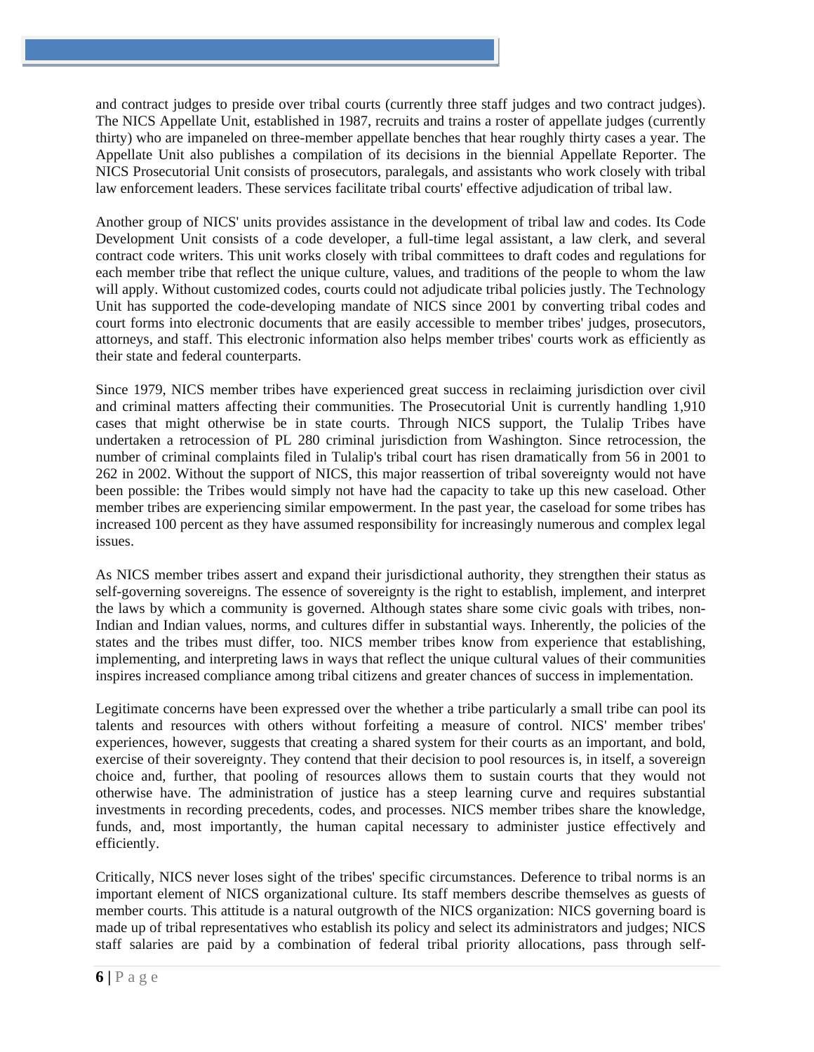and contract judges to preside over tribal courts (currently three staff judges and two contract judges). The NICS Appellate Unit, established in 1987, recruits and trains a roster of appellate judges (currently thirty) who are impaneled on three-member appellate benches that hear roughly thirty cases a year. The Appellate Unit also publishes a compilation of its decisions in the biennial Appellate Reporter. The NICS Prosecutorial Unit consists of prosecutors, paralegals, and assistants who work closely with tribal law enforcement leaders. These services facilitate tribal courts' effective adjudication of tribal law.

Another group of NICS' units provides assistance in the development of tribal law and codes. Its Code Development Unit consists of a code developer, a full-time legal assistant, a law clerk, and several contract code writers. This unit works closely with tribal committees to draft codes and regulations for each member tribe that reflect the unique culture, values, and traditions of the people to whom the law will apply. Without customized codes, courts could not adjudicate tribal policies justly. The Technology Unit has supported the code-developing mandate of NICS since 2001 by converting tribal codes and court forms into electronic documents that are easily accessible to member tribes' judges, prosecutors, attorneys, and staff. This electronic information also helps member tribes' courts work as efficiently as their state and federal counterparts.

Since 1979, NICS member tribes have experienced great success in reclaiming jurisdiction over civil and criminal matters affecting their communities. The Prosecutorial Unit is currently handling 1,910 cases that might otherwise be in state courts. Through NICS support, the Tulalip Tribes have undertaken a retrocession of PL 280 criminal jurisdiction from Washington. Since retrocession, the number of criminal complaints filed in Tulalip's tribal court has risen dramatically from 56 in 2001 to 262 in 2002. Without the support of NICS, this major reassertion of tribal sovereignty would not have been possible: the Tribes would simply not have had the capacity to take up this new caseload. Other member tribes are experiencing similar empowerment. In the past year, the caseload for some tribes has increased 100 percent as they have assumed responsibility for increasingly numerous and complex legal issues.

As NICS member tribes assert and expand their jurisdictional authority, they strengthen their status as self-governing sovereigns. The essence of sovereignty is the right to establish, implement, and interpret the laws by which a community is governed. Although states share some civic goals with tribes, non-Indian and Indian values, norms, and cultures differ in substantial ways. Inherently, the policies of the states and the tribes must differ, too. NICS member tribes know from experience that establishing, implementing, and interpreting laws in ways that reflect the unique cultural values of their communities inspires increased compliance among tribal citizens and greater chances of success in implementation.

Legitimate concerns have been expressed over the whether a tribe particularly a small tribe can pool its talents and resources with others without forfeiting a measure of control. NICS' member tribes' experiences, however, suggests that creating a shared system for their courts as an important, and bold, exercise of their sovereignty. They contend that their decision to pool resources is, in itself, a sovereign choice and, further, that pooling of resources allows them to sustain courts that they would not otherwise have. The administration of justice has a steep learning curve and requires substantial investments in recording precedents, codes, and processes. NICS member tribes share the knowledge, funds, and, most importantly, the human capital necessary to administer justice effectively and efficiently.

Critically, NICS never loses sight of the tribes' specific circumstances. Deference to tribal norms is an important element of NICS organizational culture. Its staff members describe themselves as guests of member courts. This attitude is a natural outgrowth of the NICS organization: NICS governing board is made up of tribal representatives who establish its policy and select its administrators and judges; NICS staff salaries are paid by a combination of federal tribal priority allocations, pass through self-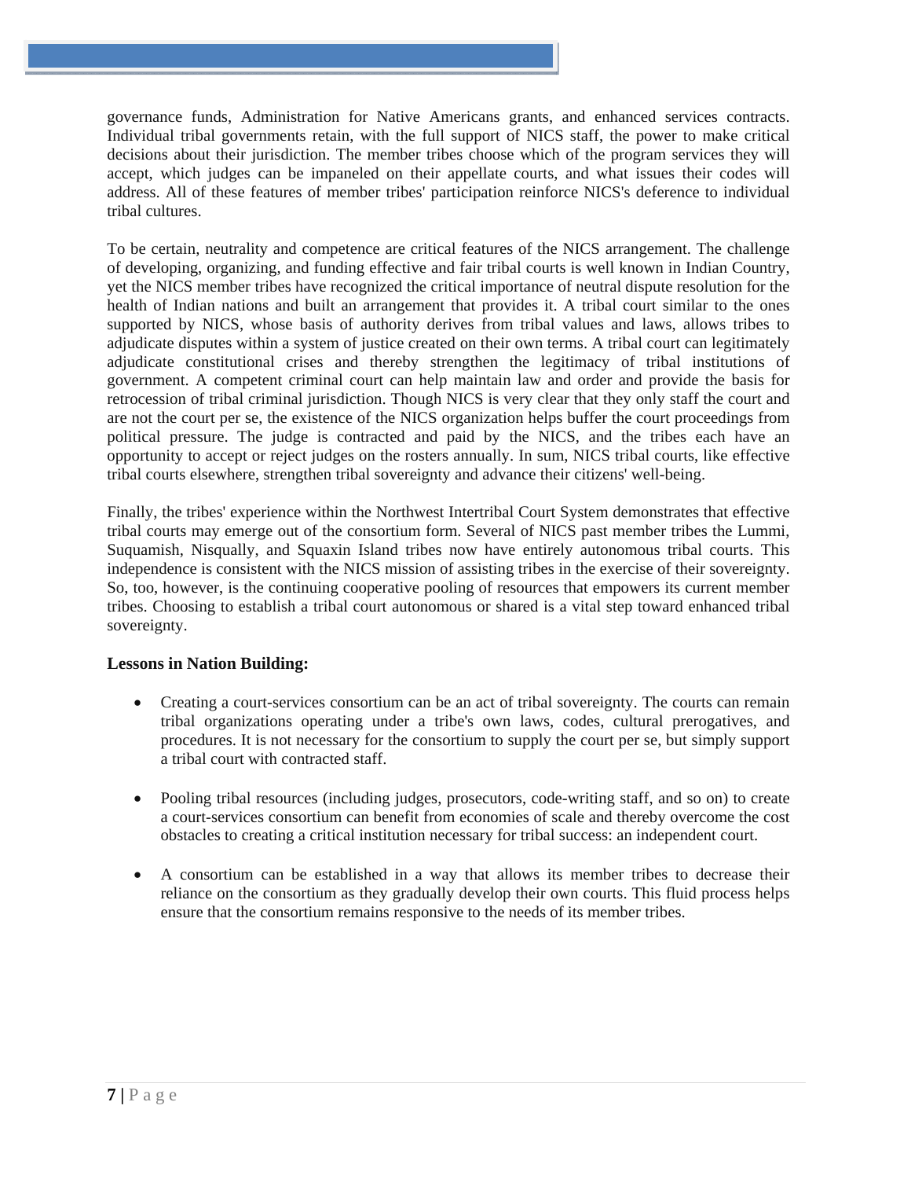governance funds, Administration for Native Americans grants, and enhanced services contracts. Individual tribal governments retain, with the full support of NICS staff, the power to make critical decisions about their jurisdiction. The member tribes choose which of the program services they will accept, which judges can be impaneled on their appellate courts, and what issues their codes will address. All of these features of member tribes' participation reinforce NICS's deference to individual tribal cultures.

To be certain, neutrality and competence are critical features of the NICS arrangement. The challenge of developing, organizing, and funding effective and fair tribal courts is well known in Indian Country, yet the NICS member tribes have recognized the critical importance of neutral dispute resolution for the health of Indian nations and built an arrangement that provides it. A tribal court similar to the ones supported by NICS, whose basis of authority derives from tribal values and laws, allows tribes to adjudicate disputes within a system of justice created on their own terms. A tribal court can legitimately adjudicate constitutional crises and thereby strengthen the legitimacy of tribal institutions of government. A competent criminal court can help maintain law and order and provide the basis for retrocession of tribal criminal jurisdiction. Though NICS is very clear that they only staff the court and are not the court per se, the existence of the NICS organization helps buffer the court proceedings from political pressure. The judge is contracted and paid by the NICS, and the tribes each have an opportunity to accept or reject judges on the rosters annually. In sum, NICS tribal courts, like effective tribal courts elsewhere, strengthen tribal sovereignty and advance their citizens' well-being.

Finally, the tribes' experience within the Northwest Intertribal Court System demonstrates that effective tribal courts may emerge out of the consortium form. Several of NICS past member tribes the Lummi, Suquamish, Nisqually, and Squaxin Island tribes now have entirely autonomous tribal courts. This independence is consistent with the NICS mission of assisting tribes in the exercise of their sovereignty. So, too, however, is the continuing cooperative pooling of resources that empowers its current member tribes. Choosing to establish a tribal court autonomous or shared is a vital step toward enhanced tribal sovereignty.

**Lessons in Nation Building:**

- Creating a court-services consortium can be an act of tribal sovereignty. The courts can remain tribal organizations operating under a tribe's own laws, codes, cultural prerogatives, and procedures. It is not necessary for the consortium to supply the court per se, but simply support a tribal court with contracted staff.

- Pooling tribal resources (including judges, prosecutors, code-writing staff, and so on) to create a court-services consortium can benefit from economies of scale and thereby overcome the cost obstacles to creating a critical institution necessary for tribal success: an independent court.

- A consortium can be established in a way that allows its member tribes to decrease their reliance on the consortium as they gradually develop their own courts. This fluid process helps ensure that the consortium remains responsive to the needs of its member tribes.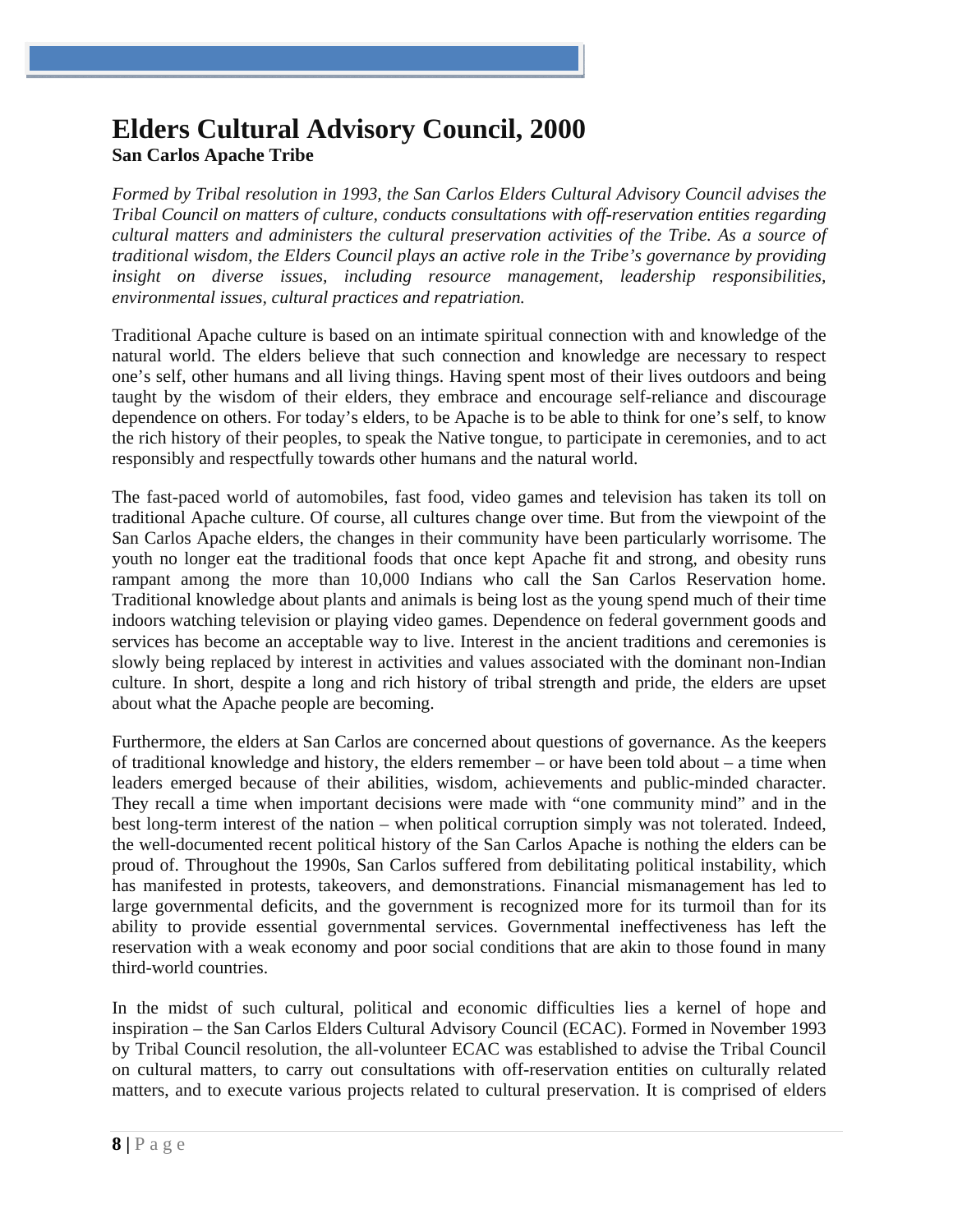# Elders Cultural Advisory Council, 2000

**San Carlos Apache Tribe**

*Formed by Tribal resolution in 1993, the San Carlos Elders Cultural Advisory Council advises the Tribal Council on matters of culture, conducts consultations with off-reservation entities regarding cultural matters and administers the cultural preservation activities of the Tribe. As a source of traditional wisdom, the Elders Council plays an active role in the Tribe's governance by providing insight on diverse issues, including resource management, leadership responsibilities, environmental issues, cultural practices and repatriation.*

Traditional Apache culture is based on an intimate spiritual connection with and knowledge of the natural world. The elders believe that such connection and knowledge are necessary to respect one's self, other humans and all living things. Having spent most of their lives outdoors and being taught by the wisdom of their elders, they embrace and encourage self-reliance and discourage dependence on others. For today's elders, to be Apache is to be able to think for one's self, to know the rich history of their peoples, to speak the Native tongue, to participate in ceremonies, and to act responsibly and respectfully towards other humans and the natural world.

The fast-paced world of automobiles, fast food, video games and television has taken its toll on traditional Apache culture. Of course, all cultures change over time. But from the viewpoint of the San Carlos Apache elders, the changes in their community have been particularly worrisome. The youth no longer eat the traditional foods that once kept Apache fit and strong, and obesity runs rampant among the more than 10,000 Indians who call the San Carlos Reservation home. Traditional knowledge about plants and animals is being lost as the young spend much of their time indoors watching television or playing video games. Dependence on federal government goods and services has become an acceptable way to live. Interest in the ancient traditions and ceremonies is slowly being replaced by interest in activities and values associated with the dominant non-Indian culture. In short, despite a long and rich history of tribal strength and pride, the elders are upset about what the Apache people are becoming.

Furthermore, the elders at San Carlos are concerned about questions of governance. As the keepers of traditional knowledge and history, the elders remember – or have been told about – a time when leaders emerged because of their abilities, wisdom, achievements and public-minded character. They recall a time when important decisions were made with "one community mind" and in the best long-term interest of the nation – when political corruption simply was not tolerated. Indeed, the well-documented recent political history of the San Carlos Apache is nothing the elders can be proud of. Throughout the 1990s, San Carlos suffered from debilitating political instability, which has manifested in protests, takeovers, and demonstrations. Financial mismanagement has led to large governmental deficits, and the government is recognized more for its turmoil than for its ability to provide essential governmental services. Governmental ineffectiveness has left the reservation with a weak economy and poor social conditions that are akin to those found in many third-world countries.

In the midst of such cultural, political and economic difficulties lies a kernel of hope and inspiration – the San Carlos Elders Cultural Advisory Council (ECAC). Formed in November 1993 by Tribal Council resolution, the all-volunteer ECAC was established to advise the Tribal Council on cultural matters, to carry out consultations with off-reservation entities on culturally related matters, and to execute various projects related to cultural preservation. It is comprised of elders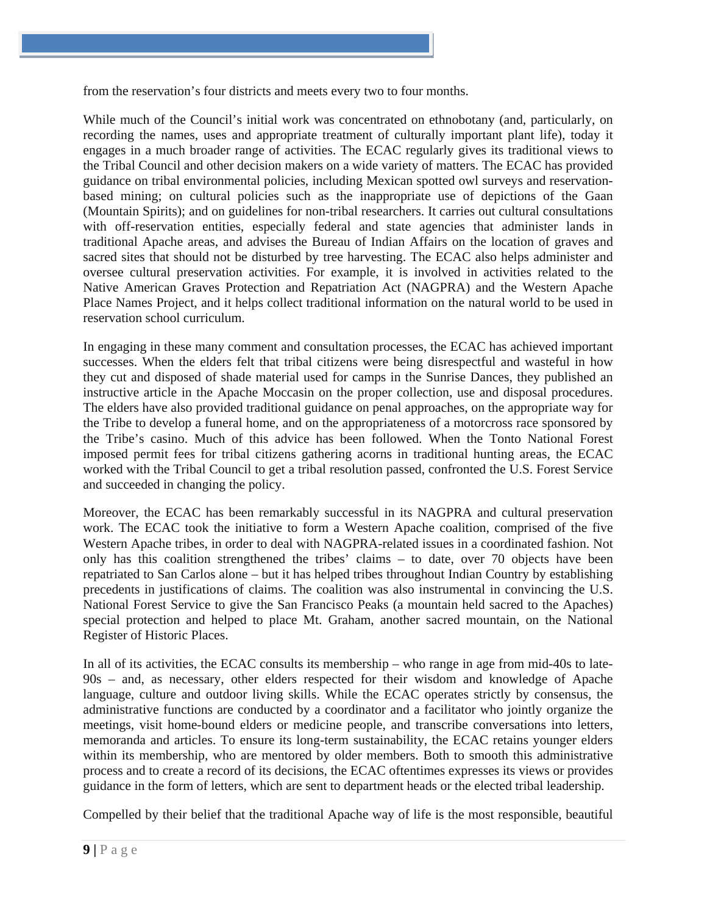from the reservation's four districts and meets every two to four months.

While much of the Council's initial work was concentrated on ethnobotany (and, particularly, on recording the names, uses and appropriate treatment of culturally important plant life), today it engages in a much broader range of activities. The ECAC regularly gives its traditional views to the Tribal Council and other decision makers on a wide variety of matters. The ECAC has provided guidance on tribal environmental policies, including Mexican spotted owl surveys and reservation-based mining; on cultural policies such as the inappropriate use of depictions of the Gaan (Mountain Spirits); and on guidelines for non-tribal researchers. It carries out cultural consultations with off-reservation entities, especially federal and state agencies that administer lands in traditional Apache areas, and advises the Bureau of Indian Affairs on the location of graves and sacred sites that should not be disturbed by tree harvesting. The ECAC also helps administer and oversee cultural preservation activities. For example, it is involved in activities related to the Native American Graves Protection and Repatriation Act (NAGPRA) and the Western Apache Place Names Project, and it helps collect traditional information on the natural world to be used in reservation school curriculum.

In engaging in these many comment and consultation processes, the ECAC has achieved important successes. When the elders felt that tribal citizens were being disrespectful and wasteful in how they cut and disposed of shade material used for camps in the Sunrise Dances, they published an instructive article in the Apache Moccasin on the proper collection, use and disposal procedures. The elders have also provided traditional guidance on penal approaches, on the appropriate way for the Tribe to develop a funeral home, and on the appropriateness of a motorcross race sponsored by the Tribe's casino. Much of this advice has been followed. When the Tonto National Forest imposed permit fees for tribal citizens gathering acorns in traditional hunting areas, the ECAC worked with the Tribal Council to get a tribal resolution passed, confronted the U.S. Forest Service and succeeded in changing the policy.

Moreover, the ECAC has been remarkably successful in its NAGPRA and cultural preservation work. The ECAC took the initiative to form a Western Apache coalition, comprised of the five Western Apache tribes, in order to deal with NAGPRA-related issues in a coordinated fashion. Not only has this coalition strengthened the tribes' claims – to date, over 70 objects have been repatriated to San Carlos alone – but it has helped tribes throughout Indian Country by establishing precedents in justifications of claims. The coalition was also instrumental in convincing the U.S. National Forest Service to give the San Francisco Peaks (a mountain held sacred to the Apaches) special protection and helped to place Mt. Graham, another sacred mountain, on the National Register of Historic Places.

In all of its activities, the ECAC consults its membership – who range in age from mid-40s to late-90s – and, as necessary, other elders respected for their wisdom and knowledge of Apache language, culture and outdoor living skills. While the ECAC operates strictly by consensus, the administrative functions are conducted by a coordinator and a facilitator who jointly organize the meetings, visit home-bound elders or medicine people, and transcribe conversations into letters, memoranda and articles. To ensure its long-term sustainability, the ECAC retains younger elders within its membership, who are mentored by older members. Both to smooth this administrative process and to create a record of its decisions, the ECAC oftentimes expresses its views or provides guidance in the form of letters, which are sent to department heads or the elected tribal leadership.

Compelled by their belief that the traditional Apache way of life is the most responsible, beautiful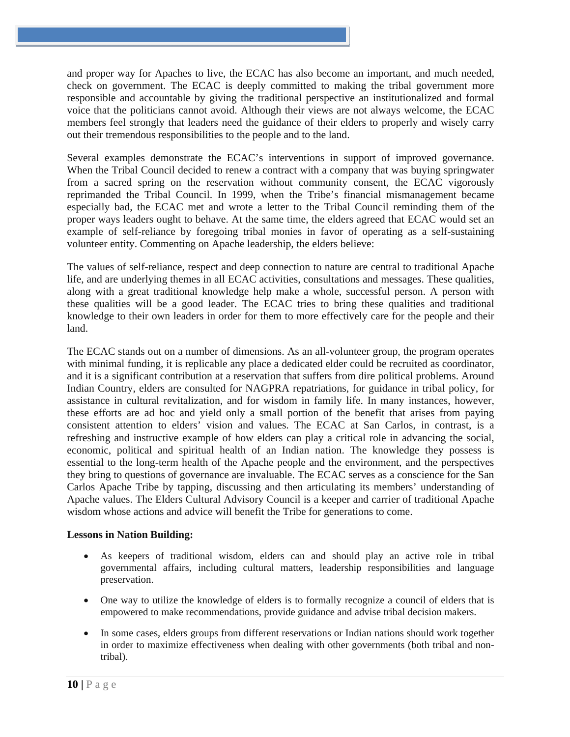and proper way for Apaches to live, the ECAC has also become an important, and much needed, check on government. The ECAC is deeply committed to making the tribal government more responsible and accountable by giving the traditional perspective an institutionalized and formal voice that the politicians cannot avoid. Although their views are not always welcome, the ECAC members feel strongly that leaders need the guidance of their elders to properly and wisely carry out their tremendous responsibilities to the people and to the land.

Several examples demonstrate the ECAC's interventions in support of improved governance. When the Tribal Council decided to renew a contract with a company that was buying springwater from a sacred spring on the reservation without community consent, the ECAC vigorously reprimanded the Tribal Council. In 1999, when the Tribe's financial mismanagement became especially bad, the ECAC met and wrote a letter to the Tribal Council reminding them of the proper ways leaders ought to behave. At the same time, the elders agreed that ECAC would set an example of self-reliance by foregoing tribal monies in favor of operating as a self-sustaining volunteer entity. Commenting on Apache leadership, the elders believe:

The values of self-reliance, respect and deep connection to nature are central to traditional Apache life, and are underlying themes in all ECAC activities, consultations and messages. These qualities, along with a great traditional knowledge help make a whole, successful person. A person with these qualities will be a good leader. The ECAC tries to bring these qualities and traditional knowledge to their own leaders in order for them to more effectively care for the people and their land.

The ECAC stands out on a number of dimensions. As an all-volunteer group, the program operates with minimal funding, it is replicable any place a dedicated elder could be recruited as coordinator, and it is a significant contribution at a reservation that suffers from dire political problems. Around Indian Country, elders are consulted for NAGPRA repatriations, for guidance in tribal policy, for assistance in cultural revitalization, and for wisdom in family life. In many instances, however, these efforts are ad hoc and yield only a small portion of the benefit that arises from paying consistent attention to elders' vision and values. The ECAC at San Carlos, in contrast, is a refreshing and instructive example of how elders can play a critical role in advancing the social, economic, political and spiritual health of an Indian nation. The knowledge they possess is essential to the long-term health of the Apache people and the environment, and the perspectives they bring to questions of governance are invaluable. The ECAC serves as a conscience for the San Carlos Apache Tribe by tapping, discussing and then articulating its members' understanding of Apache values. The Elders Cultural Advisory Council is a keeper and carrier of traditional Apache wisdom whose actions and advice will benefit the Tribe for generations to come.

**Lessons in Nation Building:**

- As keepers of traditional wisdom, elders can and should play an active role in tribal governmental affairs, including cultural matters, leadership responsibilities and language preservation.
- One way to utilize the knowledge of elders is to formally recognize a council of elders that is empowered to make recommendations, provide guidance and advise tribal decision makers.
- In some cases, elders groups from different reservations or Indian nations should work together in order to maximize effectiveness when dealing with other governments (both tribal and non-tribal).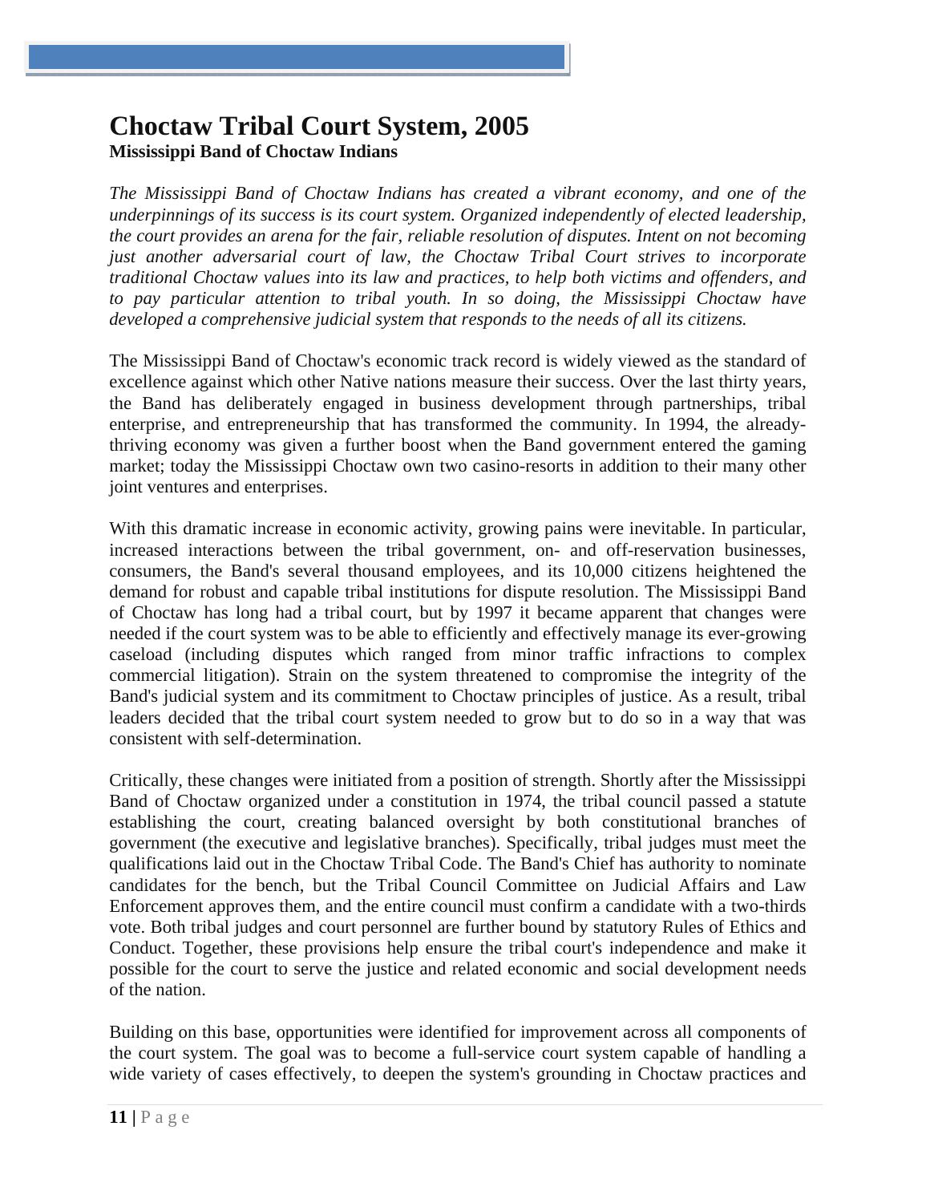# Choctaw Tribal Court System, 2005

**Mississippi Band of Choctaw Indians**

*The Mississippi Band of Choctaw Indians has created a vibrant economy, and one of the underpinnings of its success is its court system. Organized independently of elected leadership, the court provides an arena for the fair, reliable resolution of disputes. Intent on not becoming just another adversarial court of law, the Choctaw Tribal Court strives to incorporate traditional Choctaw values into its law and practices, to help both victims and offenders, and to pay particular attention to tribal youth. In so doing, the Mississippi Choctaw have developed a comprehensive judicial system that responds to the needs of all its citizens.*

The Mississippi Band of Choctaw's economic track record is widely viewed as the standard of excellence against which other Native nations measure their success. Over the last thirty years, the Band has deliberately engaged in business development through partnerships, tribal enterprise, and entrepreneurship that has transformed the community. In 1994, the already-thriving economy was given a further boost when the Band government entered the gaming market; today the Mississippi Choctaw own two casino-resorts in addition to their many other joint ventures and enterprises.

With this dramatic increase in economic activity, growing pains were inevitable. In particular, increased interactions between the tribal government, on- and off-reservation businesses, consumers, the Band's several thousand employees, and its 10,000 citizens heightened the demand for robust and capable tribal institutions for dispute resolution. The Mississippi Band of Choctaw has long had a tribal court, but by 1997 it became apparent that changes were needed if the court system was to be able to efficiently and effectively manage its ever-growing caseload (including disputes which ranged from minor traffic infractions to complex commercial litigation). Strain on the system threatened to compromise the integrity of the Band's judicial system and its commitment to Choctaw principles of justice. As a result, tribal leaders decided that the tribal court system needed to grow but to do so in a way that was consistent with self-determination.

Critically, these changes were initiated from a position of strength. Shortly after the Mississippi Band of Choctaw organized under a constitution in 1974, the tribal council passed a statute establishing the court, creating balanced oversight by both constitutional branches of government (the executive and legislative branches). Specifically, tribal judges must meet the qualifications laid out in the Choctaw Tribal Code. The Band's Chief has authority to nominate candidates for the bench, but the Tribal Council Committee on Judicial Affairs and Law Enforcement approves them, and the entire council must confirm a candidate with a two-thirds vote. Both tribal judges and court personnel are further bound by statutory Rules of Ethics and Conduct. Together, these provisions help ensure the tribal court's independence and make it possible for the court to serve the justice and related economic and social development needs of the nation.

Building on this base, opportunities were identified for improvement across all components of the court system. The goal was to become a full-service court system capable of handling a wide variety of cases effectively, to deepen the system's grounding in Choctaw practices and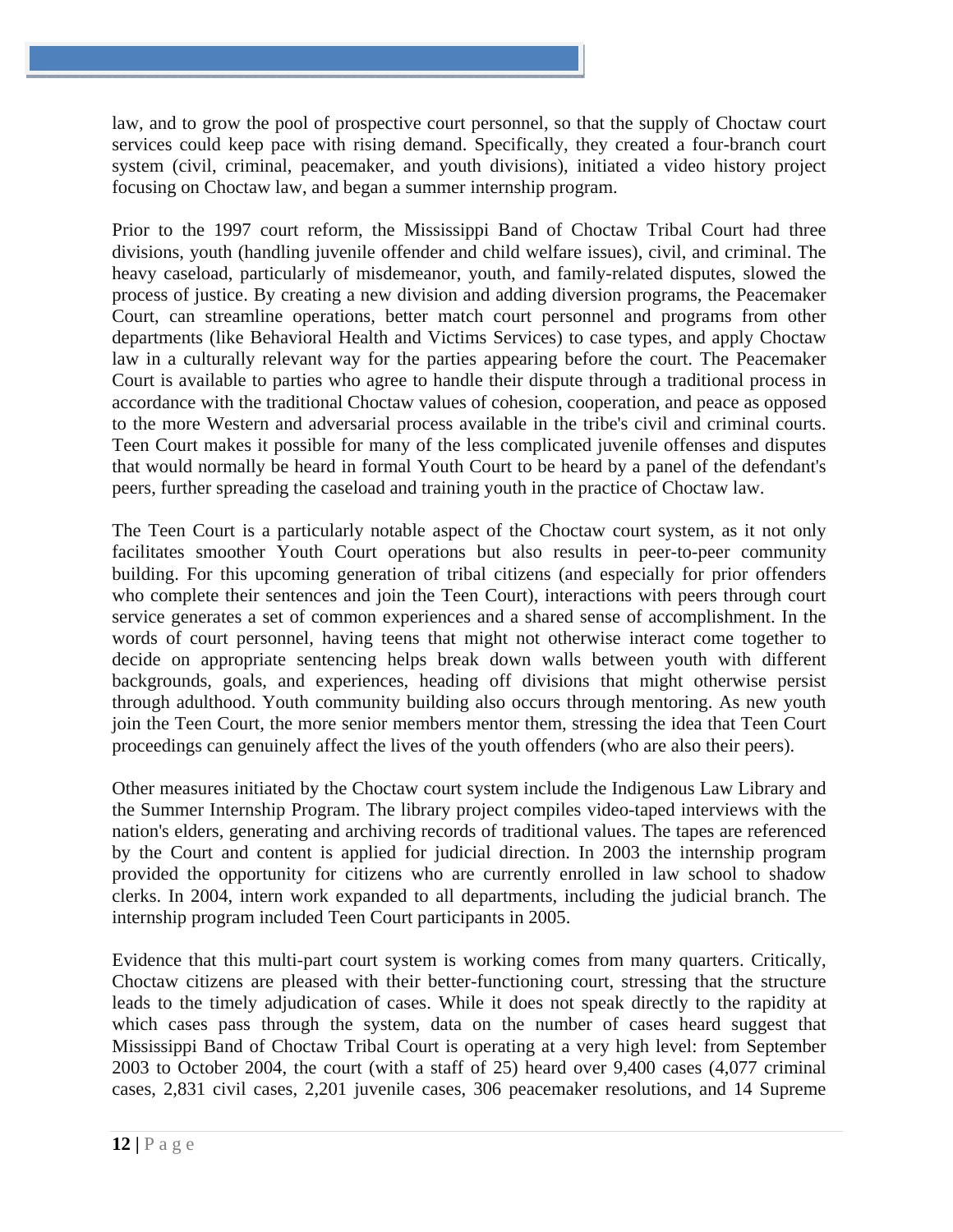law, and to grow the pool of prospective court personnel, so that the supply of Choctaw court services could keep pace with rising demand. Specifically, they created a four-branch court system (civil, criminal, peacemaker, and youth divisions), initiated a video history project focusing on Choctaw law, and began a summer internship program.

Prior to the 1997 court reform, the Mississippi Band of Choctaw Tribal Court had three divisions, youth (handling juvenile offender and child welfare issues), civil, and criminal. The heavy caseload, particularly of misdemeanor, youth, and family-related disputes, slowed the process of justice. By creating a new division and adding diversion programs, the Peacemaker Court, can streamline operations, better match court personnel and programs from other departments (like Behavioral Health and Victims Services) to case types, and apply Choctaw law in a culturally relevant way for the parties appearing before the court. The Peacemaker Court is available to parties who agree to handle their dispute through a traditional process in accordance with the traditional Choctaw values of cohesion, cooperation, and peace as opposed to the more Western and adversarial process available in the tribe's civil and criminal courts. Teen Court makes it possible for many of the less complicated juvenile offenses and disputes that would normally be heard in formal Youth Court to be heard by a panel of the defendant's peers, further spreading the caseload and training youth in the practice of Choctaw law.

The Teen Court is a particularly notable aspect of the Choctaw court system, as it not only facilitates smoother Youth Court operations but also results in peer-to-peer community building. For this upcoming generation of tribal citizens (and especially for prior offenders who complete their sentences and join the Teen Court), interactions with peers through court service generates a set of common experiences and a shared sense of accomplishment. In the words of court personnel, having teens that might not otherwise interact come together to decide on appropriate sentencing helps break down walls between youth with different backgrounds, goals, and experiences, heading off divisions that might otherwise persist through adulthood. Youth community building also occurs through mentoring. As new youth join the Teen Court, the more senior members mentor them, stressing the idea that Teen Court proceedings can genuinely affect the lives of the youth offenders (who are also their peers).

Other measures initiated by the Choctaw court system include the Indigenous Law Library and the Summer Internship Program. The library project compiles video-taped interviews with the nation's elders, generating and archiving records of traditional values. The tapes are referenced by the Court and content is applied for judicial direction. In 2003 the internship program provided the opportunity for citizens who are currently enrolled in law school to shadow clerks. In 2004, intern work expanded to all departments, including the judicial branch. The internship program included Teen Court participants in 2005.

Evidence that this multi-part court system is working comes from many quarters. Critically, Choctaw citizens are pleased with their better-functioning court, stressing that the structure leads to the timely adjudication of cases. While it does not speak directly to the rapidity at which cases pass through the system, data on the number of cases heard suggest that Mississippi Band of Choctaw Tribal Court is operating at a very high level: from September 2003 to October 2004, the court (with a staff of 25) heard over 9,400 cases (4,077 criminal cases, 2,831 civil cases, 2,201 juvenile cases, 306 peacemaker resolutions, and 14 Supreme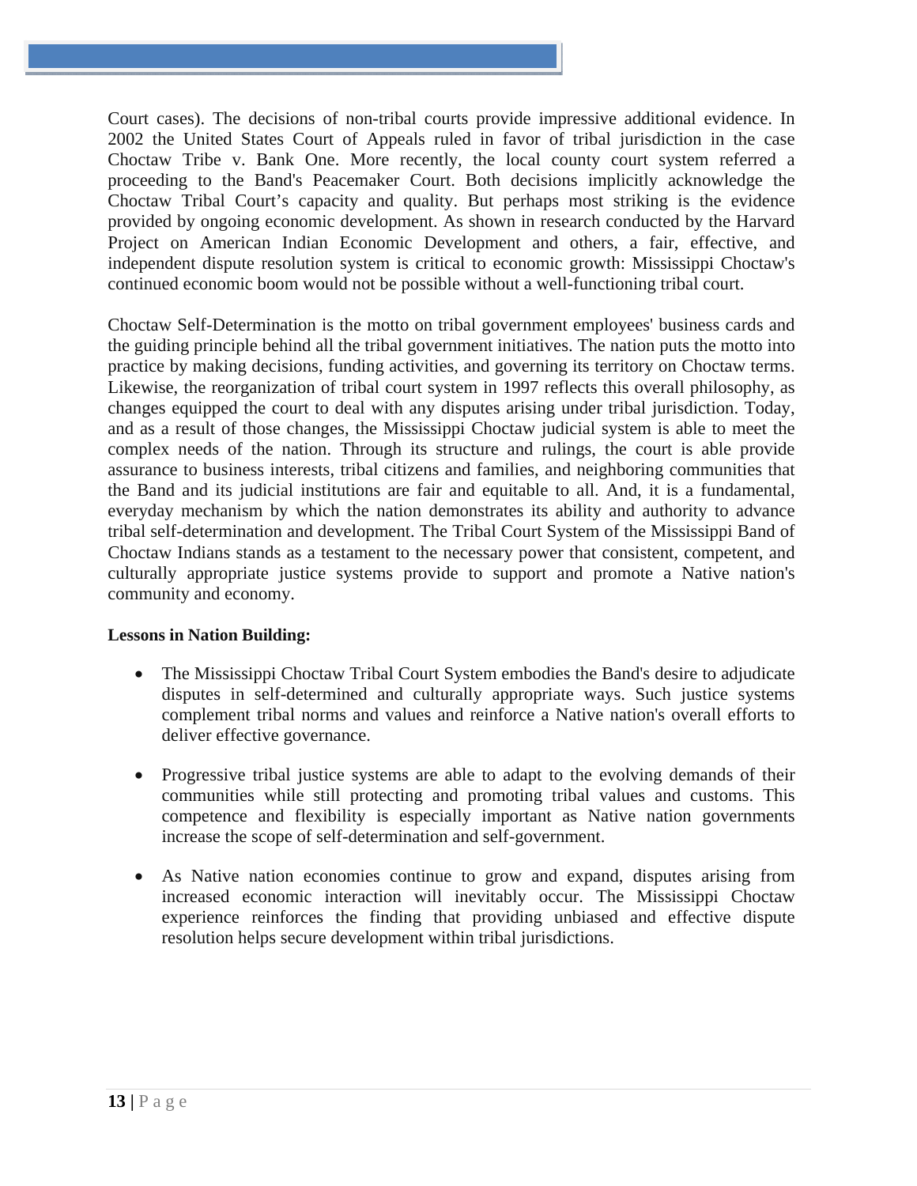Court cases). The decisions of non-tribal courts provide impressive additional evidence. In 2002 the United States Court of Appeals ruled in favor of tribal jurisdiction in the case Choctaw Tribe v. Bank One. More recently, the local county court system referred a proceeding to the Band's Peacemaker Court. Both decisions implicitly acknowledge the Choctaw Tribal Court's capacity and quality. But perhaps most striking is the evidence provided by ongoing economic development. As shown in research conducted by the Harvard Project on American Indian Economic Development and others, a fair, effective, and independent dispute resolution system is critical to economic growth: Mississippi Choctaw's continued economic boom would not be possible without a well-functioning tribal court.

Choctaw Self-Determination is the motto on tribal government employees' business cards and the guiding principle behind all the tribal government initiatives. The nation puts the motto into practice by making decisions, funding activities, and governing its territory on Choctaw terms. Likewise, the reorganization of tribal court system in 1997 reflects this overall philosophy, as changes equipped the court to deal with any disputes arising under tribal jurisdiction. Today, and as a result of those changes, the Mississippi Choctaw judicial system is able to meet the complex needs of the nation. Through its structure and rulings, the court is able provide assurance to business interests, tribal citizens and families, and neighboring communities that the Band and its judicial institutions are fair and equitable to all. And, it is a fundamental, everyday mechanism by which the nation demonstrates its ability and authority to advance tribal self-determination and development. The Tribal Court System of the Mississippi Band of Choctaw Indians stands as a testament to the necessary power that consistent, competent, and culturally appropriate justice systems provide to support and promote a Native nation's community and economy.

**Lessons in Nation Building:**

- The Mississippi Choctaw Tribal Court System embodies the Band's desire to adjudicate disputes in self-determined and culturally appropriate ways. Such justice systems complement tribal norms and values and reinforce a Native nation's overall efforts to deliver effective governance.

- Progressive tribal justice systems are able to adapt to the evolving demands of their communities while still protecting and promoting tribal values and customs. This competence and flexibility is especially important as Native nation governments increase the scope of self-determination and self-government.

- As Native nation economies continue to grow and expand, disputes arising from increased economic interaction will inevitably occur. The Mississippi Choctaw experience reinforces the finding that providing unbiased and effective dispute resolution helps secure development within tribal jurisdictions.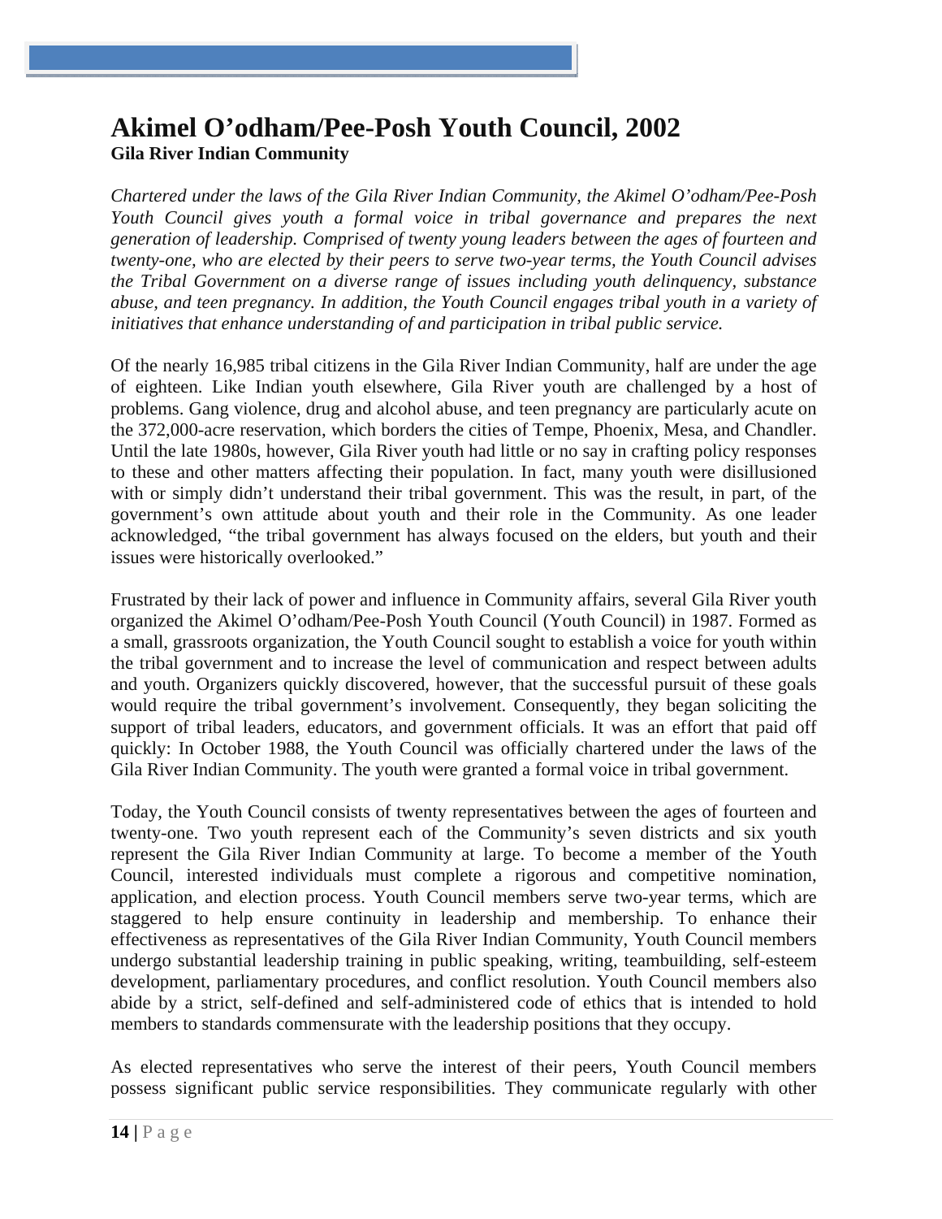# Akimel O'odham/Pee-Posh Youth Council, 2002

**Gila River Indian Community**

*Chartered under the laws of the Gila River Indian Community, the Akimel O'odham/Pee-Posh Youth Council gives youth a formal voice in tribal governance and prepares the next generation of leadership. Comprised of twenty young leaders between the ages of fourteen and twenty-one, who are elected by their peers to serve two-year terms, the Youth Council advises the Tribal Government on a diverse range of issues including youth delinquency, substance abuse, and teen pregnancy. In addition, the Youth Council engages tribal youth in a variety of initiatives that enhance understanding of and participation in tribal public service.*

Of the nearly 16,985 tribal citizens in the Gila River Indian Community, half are under the age of eighteen. Like Indian youth elsewhere, Gila River youth are challenged by a host of problems. Gang violence, drug and alcohol abuse, and teen pregnancy are particularly acute on the 372,000-acre reservation, which borders the cities of Tempe, Phoenix, Mesa, and Chandler. Until the late 1980s, however, Gila River youth had little or no say in crafting policy responses to these and other matters affecting their population. In fact, many youth were disillusioned with or simply didn't understand their tribal government. This was the result, in part, of the government's own attitude about youth and their role in the Community. As one leader acknowledged, "the tribal government has always focused on the elders, but youth and their issues were historically overlooked."

Frustrated by their lack of power and influence in Community affairs, several Gila River youth organized the Akimel O'odham/Pee-Posh Youth Council (Youth Council) in 1987. Formed as a small, grassroots organization, the Youth Council sought to establish a voice for youth within the tribal government and to increase the level of communication and respect between adults and youth. Organizers quickly discovered, however, that the successful pursuit of these goals would require the tribal government's involvement. Consequently, they began soliciting the support of tribal leaders, educators, and government officials. It was an effort that paid off quickly: In October 1988, the Youth Council was officially chartered under the laws of the Gila River Indian Community. The youth were granted a formal voice in tribal government.

Today, the Youth Council consists of twenty representatives between the ages of fourteen and twenty-one. Two youth represent each of the Community's seven districts and six youth represent the Gila River Indian Community at large. To become a member of the Youth Council, interested individuals must complete a rigorous and competitive nomination, application, and election process. Youth Council members serve two-year terms, which are staggered to help ensure continuity in leadership and membership. To enhance their effectiveness as representatives of the Gila River Indian Community, Youth Council members undergo substantial leadership training in public speaking, writing, teambuilding, self-esteem development, parliamentary procedures, and conflict resolution. Youth Council members also abide by a strict, self-defined and self-administered code of ethics that is intended to hold members to standards commensurate with the leadership positions that they occupy.

As elected representatives who serve the interest of their peers, Youth Council members possess significant public service responsibilities. They communicate regularly with other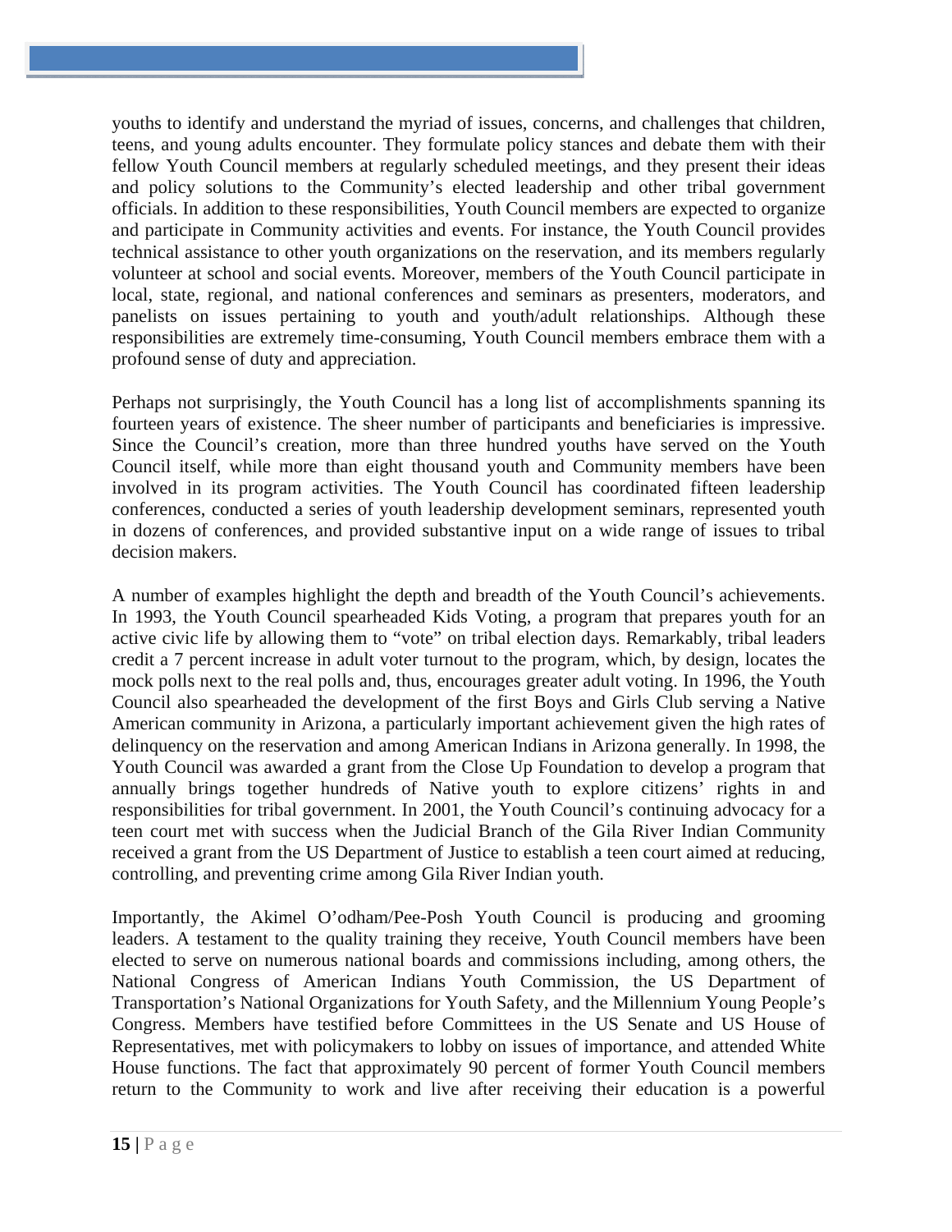youths to identify and understand the myriad of issues, concerns, and challenges that children, teens, and young adults encounter. They formulate policy stances and debate them with their fellow Youth Council members at regularly scheduled meetings, and they present their ideas and policy solutions to the Community's elected leadership and other tribal government officials. In addition to these responsibilities, Youth Council members are expected to organize and participate in Community activities and events. For instance, the Youth Council provides technical assistance to other youth organizations on the reservation, and its members regularly volunteer at school and social events. Moreover, members of the Youth Council participate in local, state, regional, and national conferences and seminars as presenters, moderators, and panelists on issues pertaining to youth and youth/adult relationships. Although these responsibilities are extremely time-consuming, Youth Council members embrace them with a profound sense of duty and appreciation.

Perhaps not surprisingly, the Youth Council has a long list of accomplishments spanning its fourteen years of existence. The sheer number of participants and beneficiaries is impressive. Since the Council's creation, more than three hundred youths have served on the Youth Council itself, while more than eight thousand youth and Community members have been involved in its program activities. The Youth Council has coordinated fifteen leadership conferences, conducted a series of youth leadership development seminars, represented youth in dozens of conferences, and provided substantive input on a wide range of issues to tribal decision makers.

A number of examples highlight the depth and breadth of the Youth Council's achievements. In 1993, the Youth Council spearheaded Kids Voting, a program that prepares youth for an active civic life by allowing them to "vote" on tribal election days. Remarkably, tribal leaders credit a 7 percent increase in adult voter turnout to the program, which, by design, locates the mock polls next to the real polls and, thus, encourages greater adult voting. In 1996, the Youth Council also spearheaded the development of the first Boys and Girls Club serving a Native American community in Arizona, a particularly important achievement given the high rates of delinquency on the reservation and among American Indians in Arizona generally. In 1998, the Youth Council was awarded a grant from the Close Up Foundation to develop a program that annually brings together hundreds of Native youth to explore citizens' rights in and responsibilities for tribal government. In 2001, the Youth Council's continuing advocacy for a teen court met with success when the Judicial Branch of the Gila River Indian Community received a grant from the US Department of Justice to establish a teen court aimed at reducing, controlling, and preventing crime among Gila River Indian youth.

Importantly, the Akimel O'odham/Pee-Posh Youth Council is producing and grooming leaders. A testament to the quality training they receive, Youth Council members have been elected to serve on numerous national boards and commissions including, among others, the National Congress of American Indians Youth Commission, the US Department of Transportation's National Organizations for Youth Safety, and the Millennium Young People's Congress. Members have testified before Committees in the US Senate and US House of Representatives, met with policymakers to lobby on issues of importance, and attended White House functions. The fact that approximately 90 percent of former Youth Council members return to the Community to work and live after receiving their education is a powerful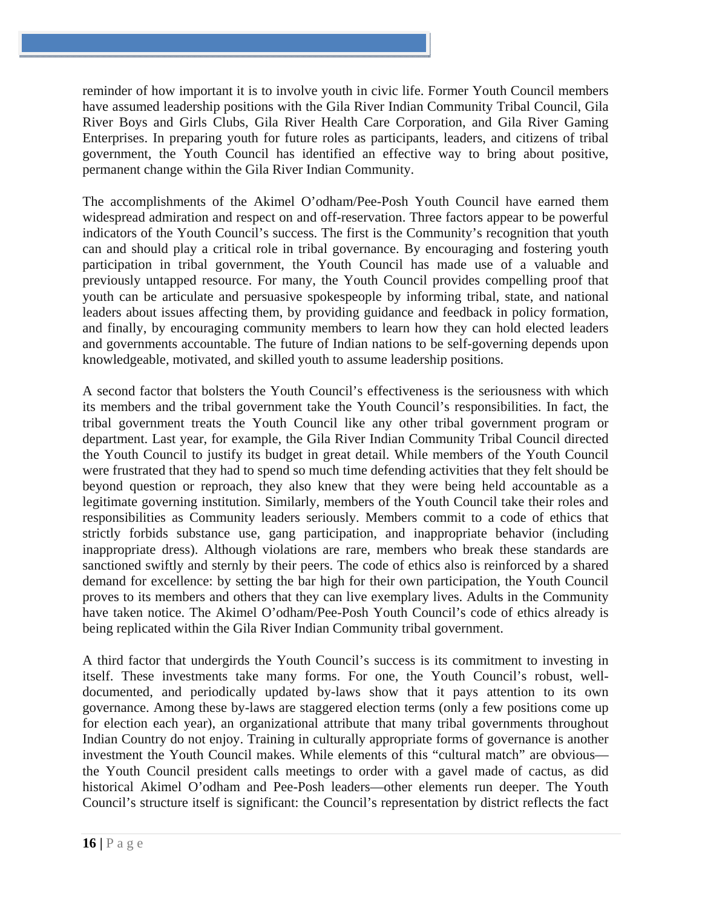reminder of how important it is to involve youth in civic life. Former Youth Council members have assumed leadership positions with the Gila River Indian Community Tribal Council, Gila River Boys and Girls Clubs, Gila River Health Care Corporation, and Gila River Gaming Enterprises. In preparing youth for future roles as participants, leaders, and citizens of tribal government, the Youth Council has identified an effective way to bring about positive, permanent change within the Gila River Indian Community.

The accomplishments of the Akimel O'odham/Pee-Posh Youth Council have earned them widespread admiration and respect on and off-reservation. Three factors appear to be powerful indicators of the Youth Council's success. The first is the Community's recognition that youth can and should play a critical role in tribal governance. By encouraging and fostering youth participation in tribal government, the Youth Council has made use of a valuable and previously untapped resource. For many, the Youth Council provides compelling proof that youth can be articulate and persuasive spokespeople by informing tribal, state, and national leaders about issues affecting them, by providing guidance and feedback in policy formation, and finally, by encouraging community members to learn how they can hold elected leaders and governments accountable. The future of Indian nations to be self-governing depends upon knowledgeable, motivated, and skilled youth to assume leadership positions.

A second factor that bolsters the Youth Council's effectiveness is the seriousness with which its members and the tribal government take the Youth Council's responsibilities. In fact, the tribal government treats the Youth Council like any other tribal government program or department. Last year, for example, the Gila River Indian Community Tribal Council directed the Youth Council to justify its budget in great detail. While members of the Youth Council were frustrated that they had to spend so much time defending activities that they felt should be beyond question or reproach, they also knew that they were being held accountable as a legitimate governing institution. Similarly, members of the Youth Council take their roles and responsibilities as Community leaders seriously. Members commit to a code of ethics that strictly forbids substance use, gang participation, and inappropriate behavior (including inappropriate dress). Although violations are rare, members who break these standards are sanctioned swiftly and sternly by their peers. The code of ethics also is reinforced by a shared demand for excellence: by setting the bar high for their own participation, the Youth Council proves to its members and others that they can live exemplary lives. Adults in the Community have taken notice. The Akimel O'odham/Pee-Posh Youth Council's code of ethics already is being replicated within the Gila River Indian Community tribal government.

A third factor that undergirds the Youth Council's success is its commitment to investing in itself. These investments take many forms. For one, the Youth Council's robust, well-documented, and periodically updated by-laws show that it pays attention to its own governance. Among these by-laws are staggered election terms (only a few positions come up for election each year), an organizational attribute that many tribal governments throughout Indian Country do not enjoy. Training in culturally appropriate forms of governance is another investment the Youth Council makes. While elements of this "cultural match" are obvious—the Youth Council president calls meetings to order with a gavel made of cactus, as did historical Akimel O'odham and Pee-Posh leaders—other elements run deeper. The Youth Council's structure itself is significant: the Council's representation by district reflects the fact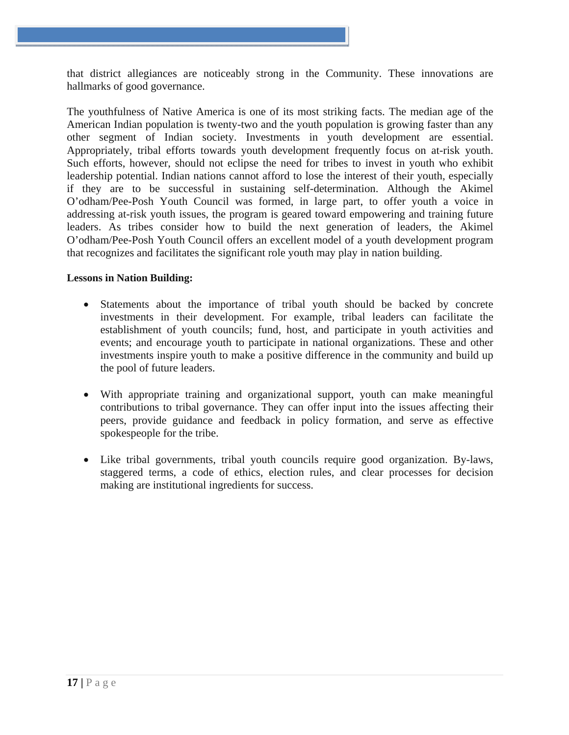that district allegiances are noticeably strong in the Community. These innovations are hallmarks of good governance.

The youthfulness of Native America is one of its most striking facts. The median age of the American Indian population is twenty-two and the youth population is growing faster than any other segment of Indian society. Investments in youth development are essential. Appropriately, tribal efforts towards youth development frequently focus on at-risk youth. Such efforts, however, should not eclipse the need for tribes to invest in youth who exhibit leadership potential. Indian nations cannot afford to lose the interest of their youth, especially if they are to be successful in sustaining self-determination. Although the Akimel O'odham/Pee-Posh Youth Council was formed, in large part, to offer youth a voice in addressing at-risk youth issues, the program is geared toward empowering and training future leaders. As tribes consider how to build the next generation of leaders, the Akimel O'odham/Pee-Posh Youth Council offers an excellent model of a youth development program that recognizes and facilitates the significant role youth may play in nation building.

**Lessons in Nation Building:**

- Statements about the importance of tribal youth should be backed by concrete investments in their development. For example, tribal leaders can facilitate the establishment of youth councils; fund, host, and participate in youth activities and events; and encourage youth to participate in national organizations. These and other investments inspire youth to make a positive difference in the community and build up the pool of future leaders.

- With appropriate training and organizational support, youth can make meaningful contributions to tribal governance. They can offer input into the issues affecting their peers, provide guidance and feedback in policy formation, and serve as effective spokespeople for the tribe.

- Like tribal governments, tribal youth councils require good organization. By-laws, staggered terms, a code of ethics, election rules, and clear processes for decision making are institutional ingredients for success.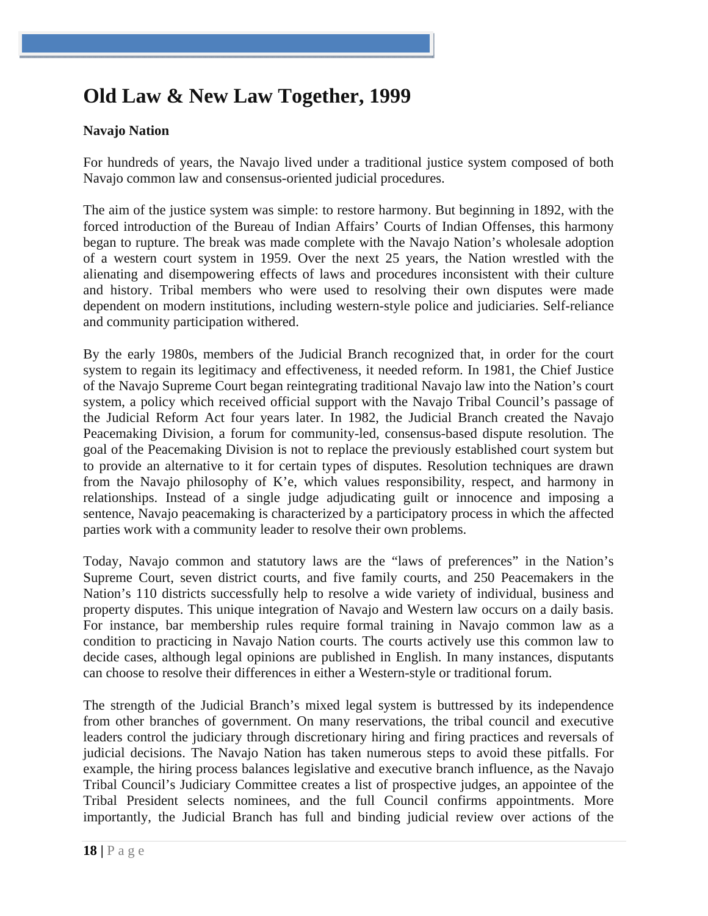# Old Law & New Law Together, 1999

**Navajo Nation**

For hundreds of years, the Navajo lived under a traditional justice system composed of both Navajo common law and consensus-oriented judicial procedures.

The aim of the justice system was simple: to restore harmony. But beginning in 1892, with the forced introduction of the Bureau of Indian Affairs' Courts of Indian Offenses, this harmony began to rupture. The break was made complete with the Navajo Nation's wholesale adoption of a western court system in 1959. Over the next 25 years, the Nation wrestled with the alienating and disempowering effects of laws and procedures inconsistent with their culture and history. Tribal members who were used to resolving their own disputes were made dependent on modern institutions, including western-style police and judiciaries. Self-reliance and community participation withered.

By the early 1980s, members of the Judicial Branch recognized that, in order for the court system to regain its legitimacy and effectiveness, it needed reform. In 1981, the Chief Justice of the Navajo Supreme Court began reintegrating traditional Navajo law into the Nation's court system, a policy which received official support with the Navajo Tribal Council's passage of the Judicial Reform Act four years later. In 1982, the Judicial Branch created the Navajo Peacemaking Division, a forum for community-led, consensus-based dispute resolution. The goal of the Peacemaking Division is not to replace the previously established court system but to provide an alternative to it for certain types of disputes. Resolution techniques are drawn from the Navajo philosophy of K'e, which values responsibility, respect, and harmony in relationships. Instead of a single judge adjudicating guilt or innocence and imposing a sentence, Navajo peacemaking is characterized by a participatory process in which the affected parties work with a community leader to resolve their own problems.

Today, Navajo common and statutory laws are the "laws of preferences" in the Nation's Supreme Court, seven district courts, and five family courts, and 250 Peacemakers in the Nation's 110 districts successfully help to resolve a wide variety of individual, business and property disputes. This unique integration of Navajo and Western law occurs on a daily basis. For instance, bar membership rules require formal training in Navajo common law as a condition to practicing in Navajo Nation courts. The courts actively use this common law to decide cases, although legal opinions are published in English. In many instances, disputants can choose to resolve their differences in either a Western-style or traditional forum.

The strength of the Judicial Branch's mixed legal system is buttressed by its independence from other branches of government. On many reservations, the tribal council and executive leaders control the judiciary through discretionary hiring and firing practices and reversals of judicial decisions. The Navajo Nation has taken numerous steps to avoid these pitfalls. For example, the hiring process balances legislative and executive branch influence, as the Navajo Tribal Council's Judiciary Committee creates a list of prospective judges, an appointee of the Tribal President selects nominees, and the full Council confirms appointments. More importantly, the Judicial Branch has full and binding judicial review over actions of the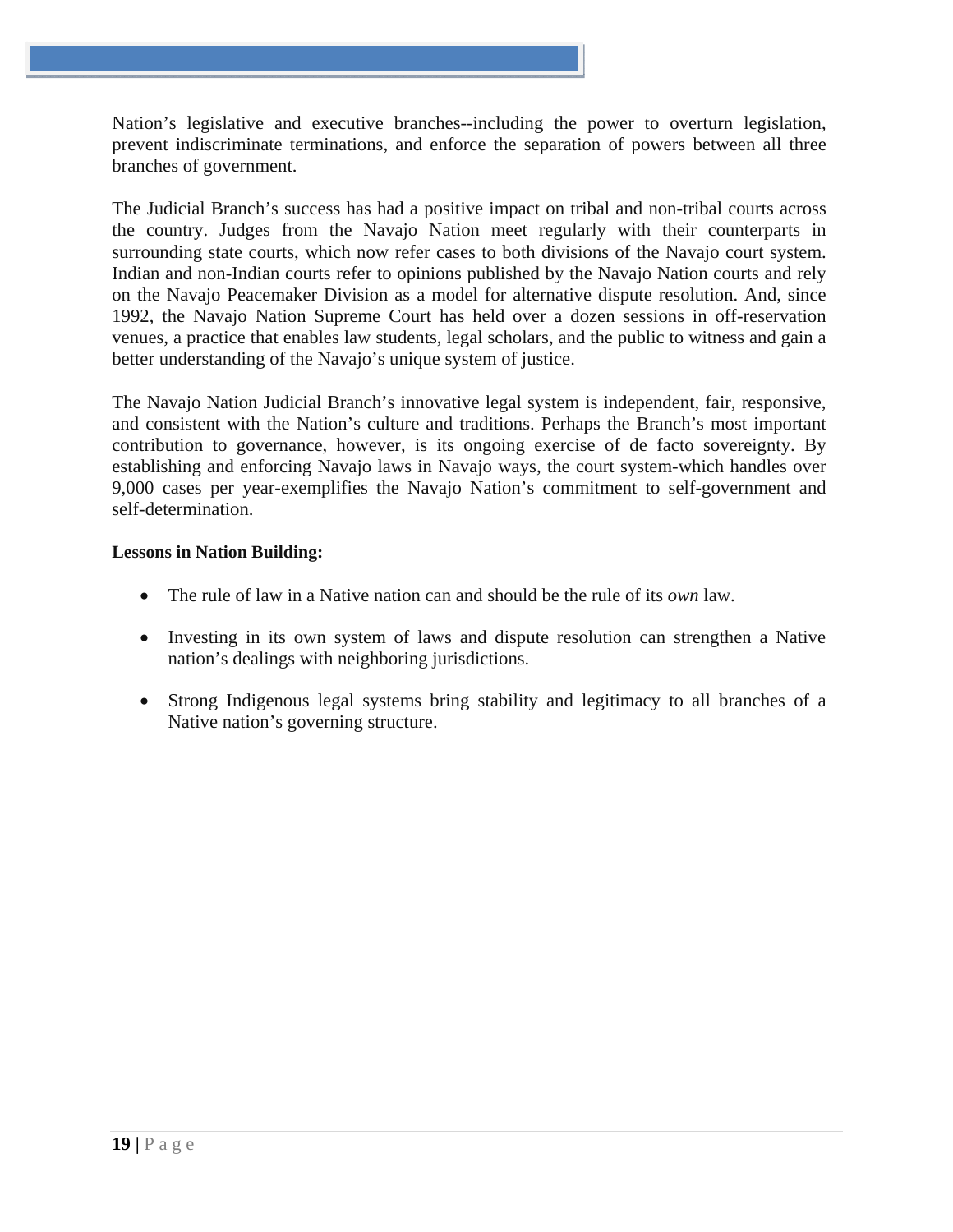Nation's legislative and executive branches--including the power to overturn legislation, prevent indiscriminate terminations, and enforce the separation of powers between all three branches of government.

The Judicial Branch's success has had a positive impact on tribal and non-tribal courts across the country. Judges from the Navajo Nation meet regularly with their counterparts in surrounding state courts, which now refer cases to both divisions of the Navajo court system. Indian and non-Indian courts refer to opinions published by the Navajo Nation courts and rely on the Navajo Peacemaker Division as a model for alternative dispute resolution. And, since 1992, the Navajo Nation Supreme Court has held over a dozen sessions in off-reservation venues, a practice that enables law students, legal scholars, and the public to witness and gain a better understanding of the Navajo's unique system of justice.

The Navajo Nation Judicial Branch's innovative legal system is independent, fair, responsive, and consistent with the Nation's culture and traditions. Perhaps the Branch's most important contribution to governance, however, is its ongoing exercise of de facto sovereignty. By establishing and enforcing Navajo laws in Navajo ways, the court system-which handles over 9,000 cases per year-exemplifies the Navajo Nation's commitment to self-government and self-determination.

**Lessons in Nation Building:**

- The rule of law in a Native nation can and should be the rule of its *own* law.
- Investing in its own system of laws and dispute resolution can strengthen a Native nation's dealings with neighboring jurisdictions.
- Strong Indigenous legal systems bring stability and legitimacy to all branches of a Native nation's governing structure.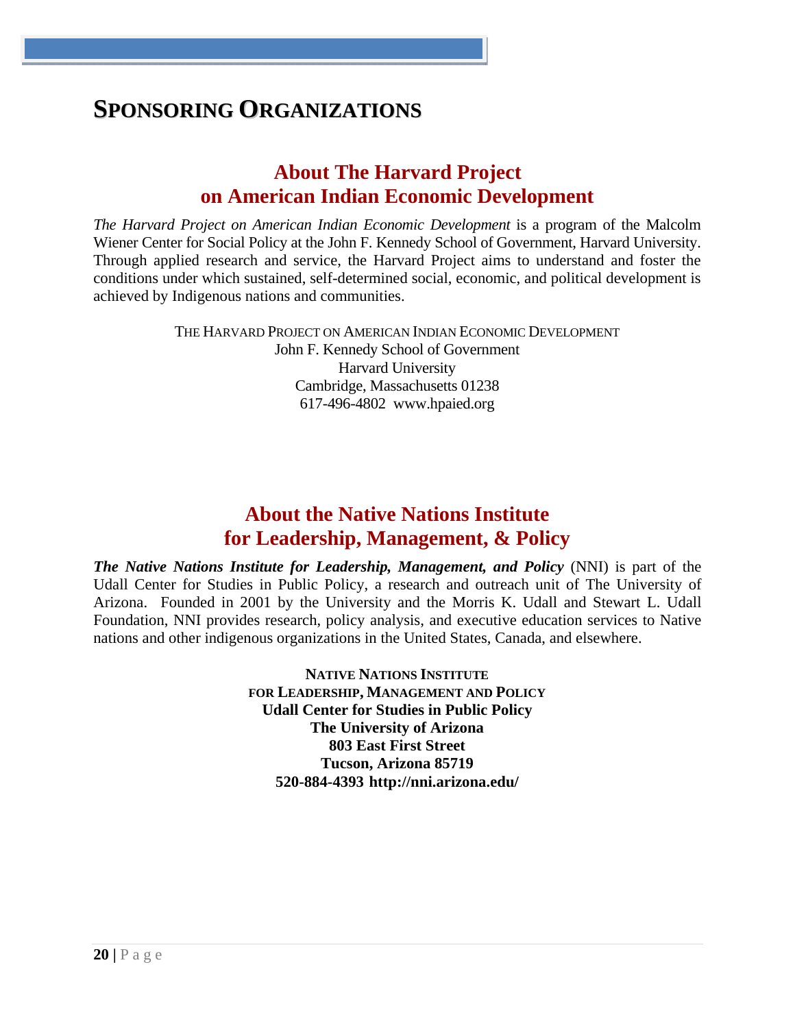# SPONSORING ORGANIZATIONS

## About The Harvard Project on American Indian Economic Development

*The Harvard Project on American Indian Economic Development* is a program of the Malcolm Wiener Center for Social Policy at the John F. Kennedy School of Government, Harvard University. Through applied research and service, the Harvard Project aims to understand and foster the conditions under which sustained, self-determined social, economic, and political development is achieved by Indigenous nations and communities.

THE HARVARD PROJECT ON AMERICAN INDIAN ECONOMIC DEVELOPMENT
John F. Kennedy School of Government
Harvard University
Cambridge, Massachusetts 01238
617-496-4802 www.hpaied.org

## About the Native Nations Institute for Leadership, Management, & Policy

***The Native Nations Institute for Leadership, Management, and Policy*** (NNI) is part of the Udall Center for Studies in Public Policy, a research and outreach unit of The University of Arizona. Founded in 2001 by the University and the Morris K. Udall and Stewart L. Udall Foundation, NNI provides research, policy analysis, and executive education services to Native nations and other indigenous organizations in the United States, Canada, and elsewhere.

**NATIVE NATIONS INSTITUTE**
**FOR LEADERSHIP, MANAGEMENT AND POLICY**
**Udall Center for Studies in Public Policy**
**The University of Arizona**
**803 East First Street**
**Tucson, Arizona 85719**
**520-884-4393 http://nni.arizona.edu/**